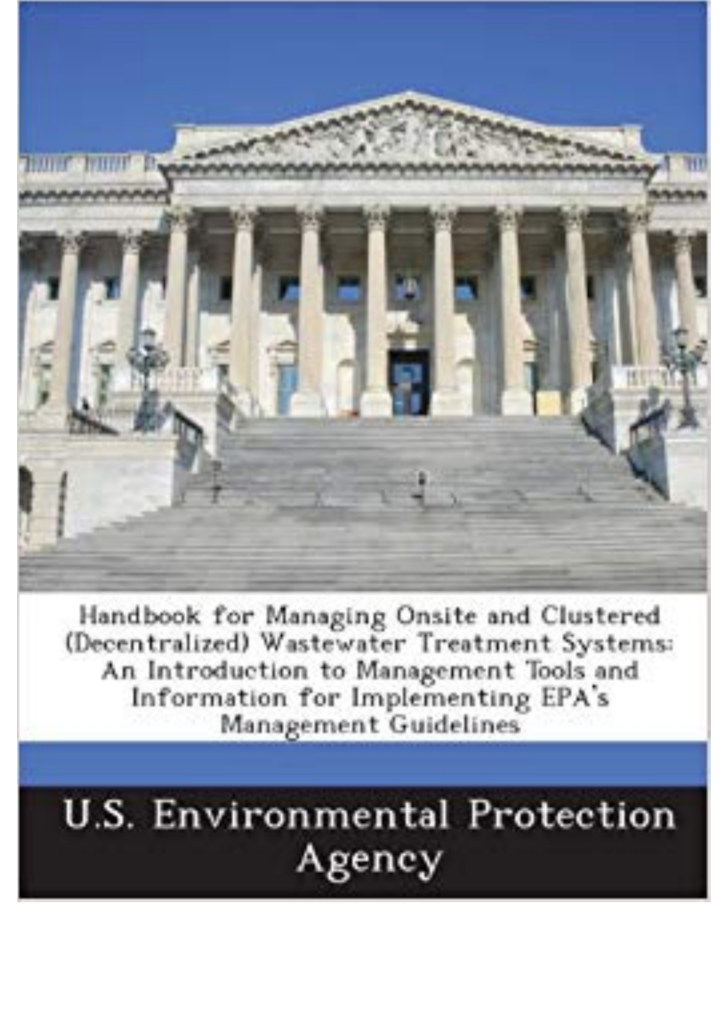# Handbook for Managing Onsite and Clustered (Decentralized) Wastewater Treatment Systems: An Introduction to Management Tools and Information for Implementing EPA's Management Guidelines

U.S. Environmental Protection Agency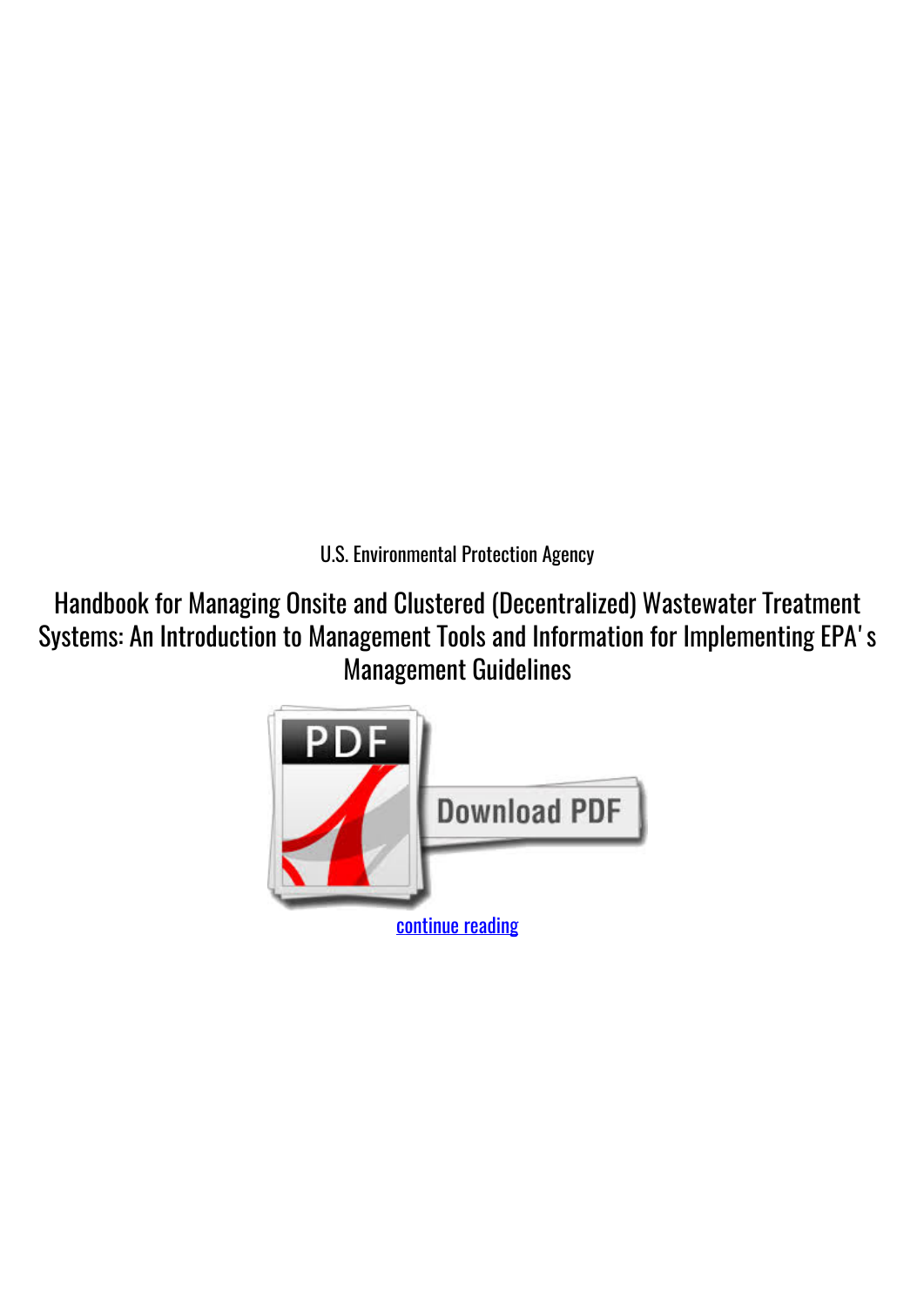U.S. Environmental Protection Agency

# Handbook for Managing Onsite and Clustered (Decentralized) Wastewater Treatment Systems: An Introduction to Management Tools and Information for Implementing EPA's Management Guidelines

continue reading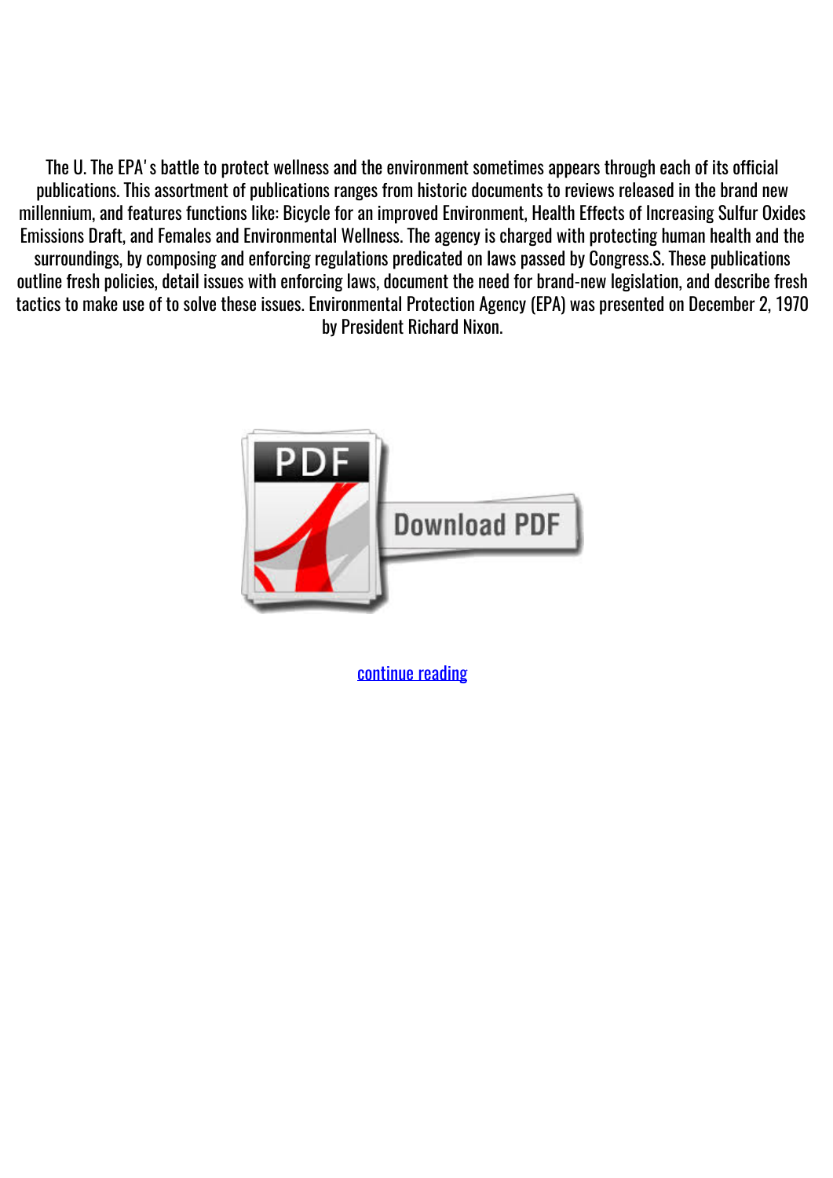The U. The EPA' s battle to protect wellness and the environment sometimes appears through each of its official publications. This assortment of publications ranges from historic documents to reviews released in the brand new millennium, and features functions like: Bicycle for an improved Environment, Health Effects of Increasing Sulfur Oxides Emissions Draft, and Females and Environmental Wellness. The agency is charged with protecting human health and the surroundings, by composing and enforcing regulations predicated on laws passed by Congress.S. These publications outline fresh policies, detail issues with enforcing laws, document the need for brand-new legislation, and describe fresh tactics to make use of to solve these issues. Environmental Protection Agency (EPA) was presented on December 2, 1970 by President Richard Nixon.

continue reading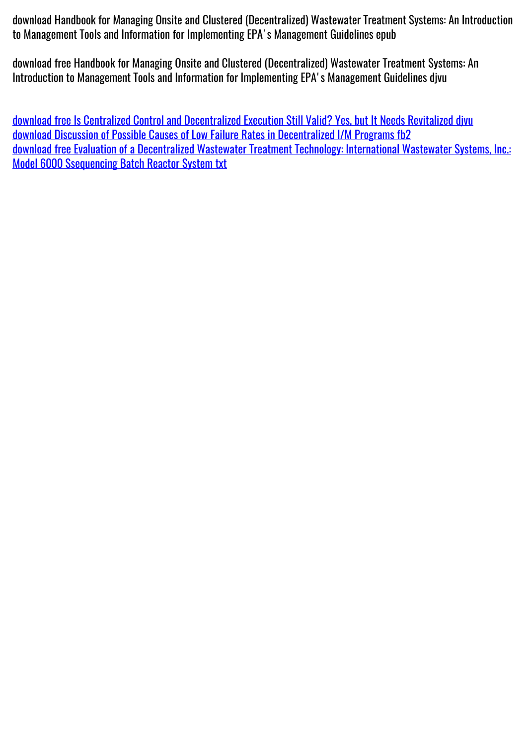download Handbook for Managing Onsite and Clustered (Decentralized) Wastewater Treatment Systems: An Introduction to Management Tools and Information for Implementing EPA' s Management Guidelines epub

download free Handbook for Managing Onsite and Clustered (Decentralized) Wastewater Treatment Systems: An Introduction to Management Tools and Information for Implementing EPA' s Management Guidelines djvu

download free Is Centralized Control and Decentralized Execution Still Valid? Yes, but It Needs Revitalized djvu
download Discussion of Possible Causes of Low Failure Rates in Decentralized I/M Programs fb2
download free Evaluation of a Decentralized Wastewater Treatment Technology: International Wastewater Systems, Inc.: Model 6000 Ssequencing Batch Reactor System txt